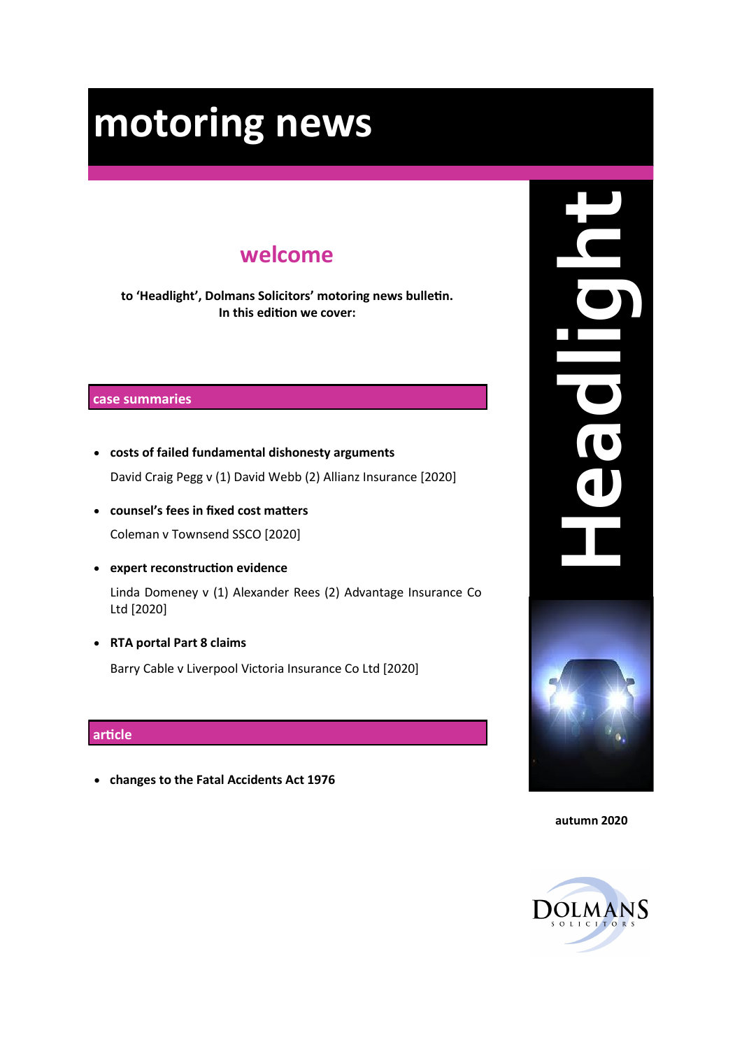# motoring news

## welcome

**to 'Headlight', Dolmans Solicitors' motoring news bulletin.
In this edition we cover:**

### case summaries

- **costs of failed fundamental dishonesty arguments**

  David Craig Pegg v (1) David Webb (2) Allianz Insurance [2020]

- **counsel's fees in fixed cost matters**

  Coleman v Townsend SSCO [2020]

- **expert reconstruction evidence**

  Linda Domeney v (1) Alexander Rees (2) Advantage Insurance Co Ltd [2020]

- **RTA portal Part 8 claims**

  Barry Cable v Liverpool Victoria Insurance Co Ltd [2020]

### article

- **changes to the Fatal Accidents Act 1976**

Headlight

**autumn 2020**

DOLMANS SOLICITORS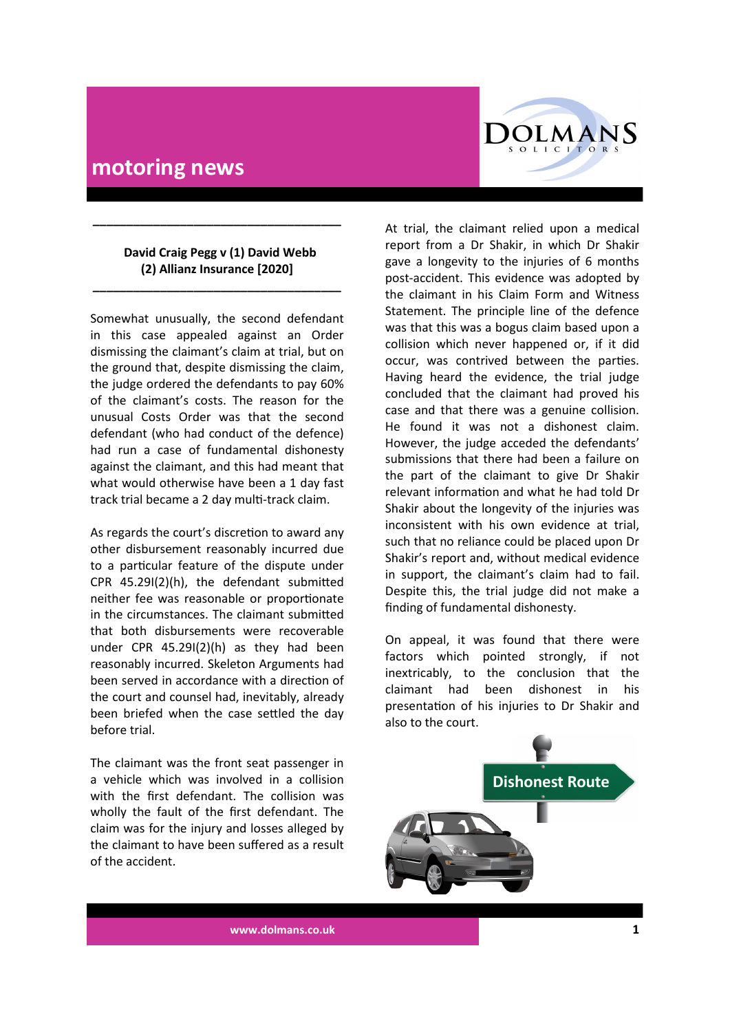## motoring news

**David Craig Pegg v (1) David Webb (2) Allianz Insurance [2020]**

Somewhat unusually, the second defendant in this case appealed against an Order dismissing the claimant's claim at trial, but on the ground that, despite dismissing the claim, the judge ordered the defendants to pay 60% of the claimant's costs. The reason for the unusual Costs Order was that the second defendant (who had conduct of the defence) had run a case of fundamental dishonesty against the claimant, and this had meant that what would otherwise have been a 1 day fast track trial became a 2 day multi-track claim.

As regards the court's discretion to award any other disbursement reasonably incurred due to a particular feature of the dispute under CPR 45.29I(2)(h), the defendant submitted neither fee was reasonable or proportionate in the circumstances. The claimant submitted that both disbursements were recoverable under CPR 45.29I(2)(h) as they had been reasonably incurred. Skeleton Arguments had been served in accordance with a direction of the court and counsel had, inevitably, already been briefed when the case settled the day before trial.

The claimant was the front seat passenger in a vehicle which was involved in a collision with the first defendant. The collision was wholly the fault of the first defendant. The claim was for the injury and losses alleged by the claimant to have been suffered as a result of the accident.

At trial, the claimant relied upon a medical report from a Dr Shakir, in which Dr Shakir gave a longevity to the injuries of 6 months post-accident. This evidence was adopted by the claimant in his Claim Form and Witness Statement. The principle line of the defence was that this was a bogus claim based upon a collision which never happened or, if it did occur, was contrived between the parties. Having heard the evidence, the trial judge concluded that the claimant had proved his case and that there was a genuine collision. He found it was not a dishonest claim. However, the judge acceded the defendants' submissions that there had been a failure on the part of the claimant to give Dr Shakir relevant information and what he had told Dr Shakir about the longevity of the injuries was inconsistent with his own evidence at trial, such that no reliance could be placed upon Dr Shakir's report and, without medical evidence in support, the claimant's claim had to fail. Despite this, the trial judge did not make a finding of fundamental dishonesty.

On appeal, it was found that there were factors which pointed strongly, if not inextricably, to the conclusion that the claimant had been dishonest in his presentation of his injuries to Dr Shakir and also to the court.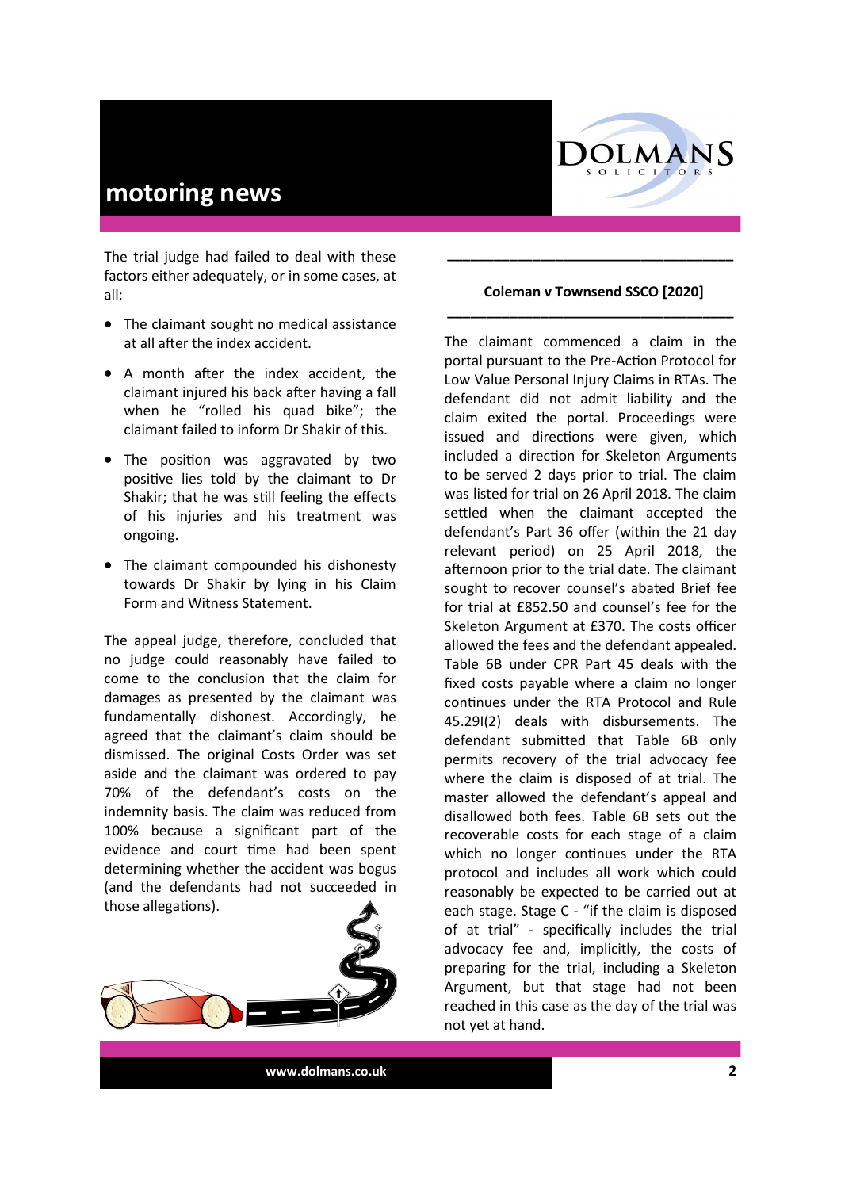The trial judge had failed to deal with these factors either adequately, or in some cases, at all:

- The claimant sought no medical assistance at all after the index accident.
- A month after the index accident, the claimant injured his back after having a fall when he "rolled his quad bike"; the claimant failed to inform Dr Shakir of this.
- The position was aggravated by two positive lies told by the claimant to Dr Shakir; that he was still feeling the effects of his injuries and his treatment was ongoing.
- The claimant compounded his dishonesty towards Dr Shakir by lying in his Claim Form and Witness Statement.

The appeal judge, therefore, concluded that no judge could reasonably have failed to come to the conclusion that the claim for damages as presented by the claimant was fundamentally dishonest. Accordingly, he agreed that the claimant's claim should be dismissed. The original Costs Order was set aside and the claimant was ordered to pay 70% of the defendant's costs on the indemnity basis. The claim was reduced from 100% because a significant part of the evidence and court time had been spent determining whether the accident was bogus (and the defendants had not succeeded in those allegations).

---

**Coleman v Townsend SSCO [2020]**

---

The claimant commenced a claim in the portal pursuant to the Pre-Action Protocol for Low Value Personal Injury Claims in RTAs. The defendant did not admit liability and the claim exited the portal. Proceedings were issued and directions were given, which included a direction for Skeleton Arguments to be served 2 days prior to trial. The claim was listed for trial on 26 April 2018. The claim settled when the claimant accepted the defendant's Part 36 offer (within the 21 day relevant period) on 25 April 2018, the afternoon prior to the trial date. The claimant sought to recover counsel's abated Brief fee for trial at £852.50 and counsel's fee for the Skeleton Argument at £370. The costs officer allowed the fees and the defendant appealed. Table 6B under CPR Part 45 deals with the fixed costs payable where a claim no longer continues under the RTA Protocol and Rule 45.29I(2) deals with disbursements. The defendant submitted that Table 6B only permits recovery of the trial advocacy fee where the claim is disposed of at trial. The master allowed the defendant's appeal and disallowed both fees. Table 6B sets out the recoverable costs for each stage of a claim which no longer continues under the RTA protocol and includes all work which could reasonably be expected to be carried out at each stage. Stage C - "if the claim is disposed of at trial" - specifically includes the trial advocacy fee and, implicitly, the costs of preparing for the trial, including a Skeleton Argument, but that stage had not been reached in this case as the day of the trial was not yet at hand.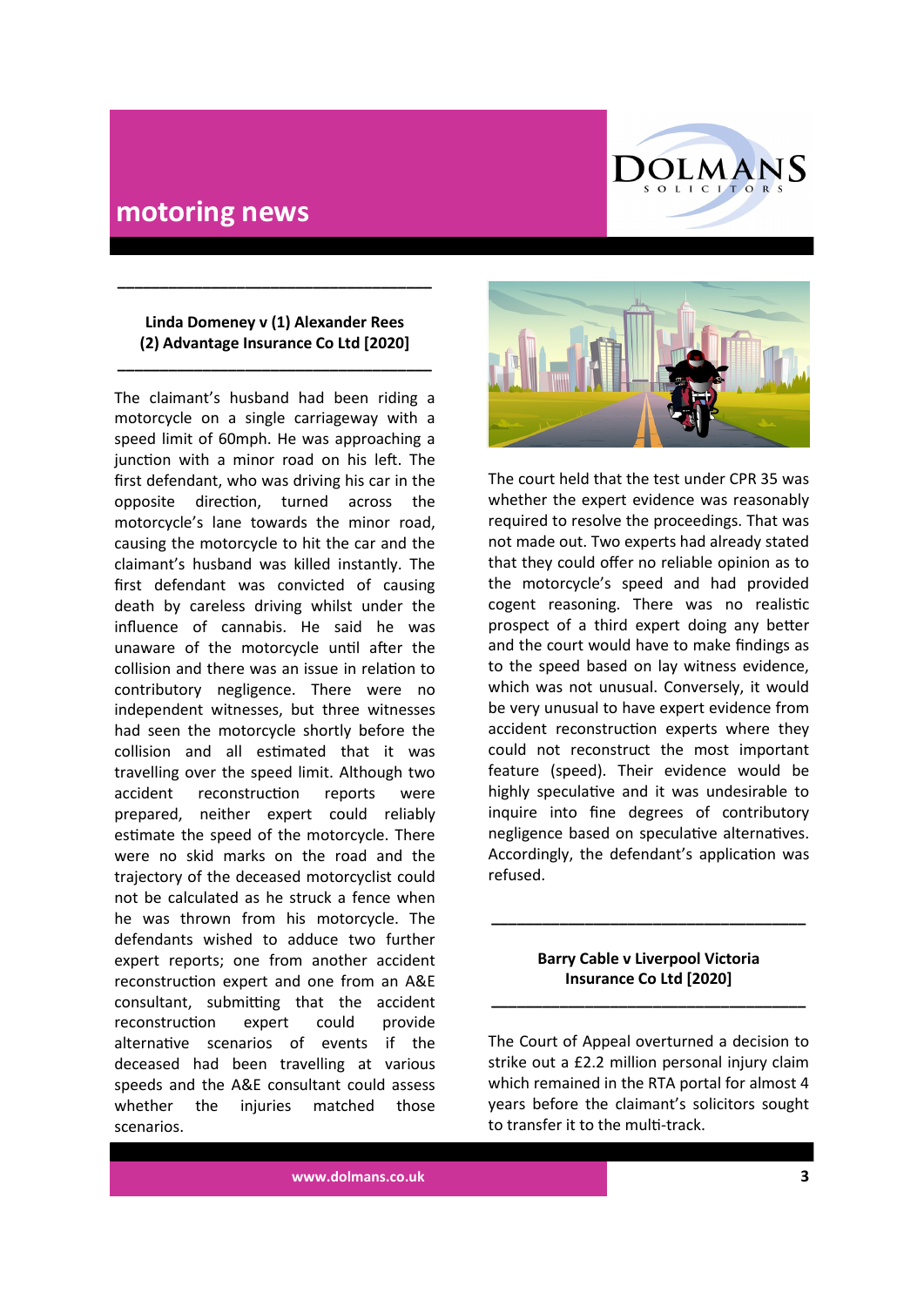## motoring news

### Linda Domeney v (1) Alexander Rees (2) Advantage Insurance Co Ltd [2020]

The claimant's husband had been riding a motorcycle on a single carriageway with a speed limit of 60mph. He was approaching a junction with a minor road on his left. The first defendant, who was driving his car in the opposite direction, turned across the motorcycle's lane towards the minor road, causing the motorcycle to hit the car and the claimant's husband was killed instantly. The first defendant was convicted of causing death by careless driving whilst under the influence of cannabis. He said he was unaware of the motorcycle until after the collision and there was an issue in relation to contributory negligence. There were no independent witnesses, but three witnesses had seen the motorcycle shortly before the collision and all estimated that it was travelling over the speed limit. Although two accident reconstruction reports were prepared, neither expert could reliably estimate the speed of the motorcycle. There were no skid marks on the road and the trajectory of the deceased motorcyclist could not be calculated as he struck a fence when he was thrown from his motorcycle. The defendants wished to adduce two further expert reports; one from another accident reconstruction expert and one from an A&E consultant, submitting that the accident reconstruction expert could provide alternative scenarios of events if the deceased had been travelling at various speeds and the A&E consultant could assess whether the injuries matched those scenarios.

The court held that the test under CPR 35 was whether the expert evidence was reasonably required to resolve the proceedings. That was not made out. Two experts had already stated that they could offer no reliable opinion as to the motorcycle's speed and had provided cogent reasoning. There was no realistic prospect of a third expert doing any better and the court would have to make findings as to the speed based on lay witness evidence, which was not unusual. Conversely, it would be very unusual to have expert evidence from accident reconstruction experts where they could not reconstruct the most important feature (speed). Their evidence would be highly speculative and it was undesirable to inquire into fine degrees of contributory negligence based on speculative alternatives. Accordingly, the defendant's application was refused.

### Barry Cable v Liverpool Victoria Insurance Co Ltd [2020]

The Court of Appeal overturned a decision to strike out a £2.2 million personal injury claim which remained in the RTA portal for almost 4 years before the claimant's solicitors sought to transfer it to the multi-track.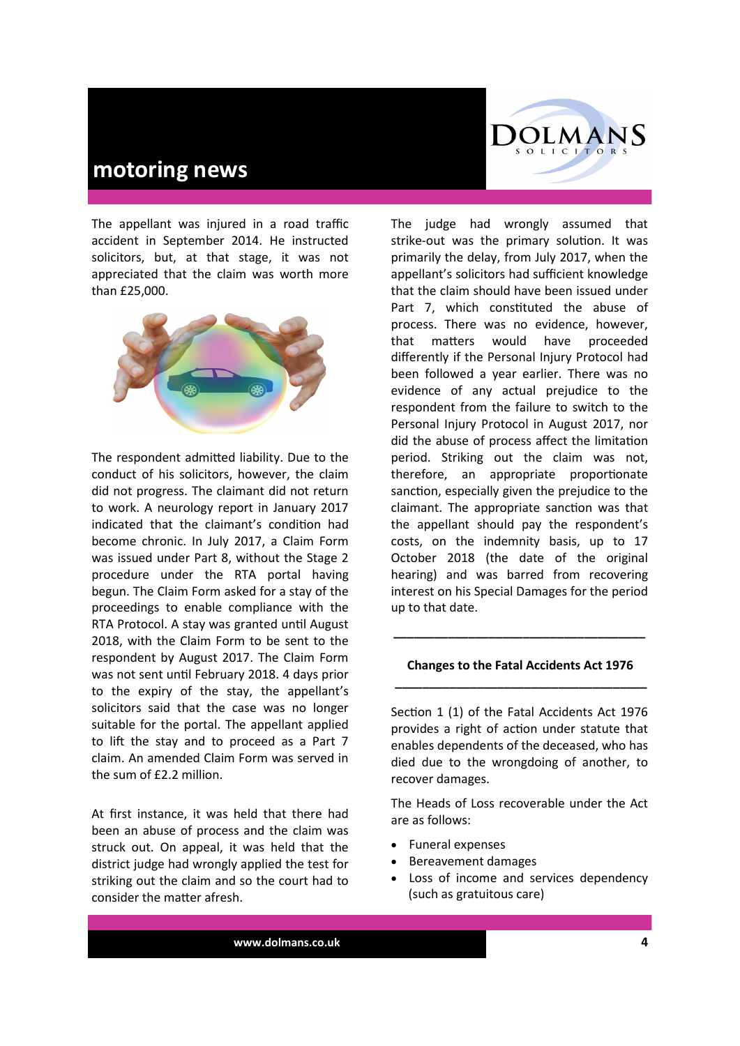The appellant was injured in a road traffic accident in September 2014. He instructed solicitors, but, at that stage, it was not appreciated that the claim was worth more than £25,000.

The respondent admitted liability. Due to the conduct of his solicitors, however, the claim did not progress. The claimant did not return to work. A neurology report in January 2017 indicated that the claimant's condition had become chronic. In July 2017, a Claim Form was issued under Part 8, without the Stage 2 procedure under the RTA portal having begun. The Claim Form asked for a stay of the proceedings to enable compliance with the RTA Protocol. A stay was granted until August 2018, with the Claim Form to be sent to the respondent by August 2017. The Claim Form was not sent until February 2018. 4 days prior to the expiry of the stay, the appellant's solicitors said that the case was no longer suitable for the portal. The appellant applied to lift the stay and to proceed as a Part 7 claim. An amended Claim Form was served in the sum of £2.2 million.

At first instance, it was held that there had been an abuse of process and the claim was struck out. On appeal, it was held that the district judge had wrongly applied the test for striking out the claim and so the court had to consider the matter afresh.

The judge had wrongly assumed that strike-out was the primary solution. It was primarily the delay, from July 2017, when the appellant's solicitors had sufficient knowledge that the claim should have been issued under Part 7, which constituted the abuse of process. There was no evidence, however, that matters would have proceeded differently if the Personal Injury Protocol had been followed a year earlier. There was no evidence of any actual prejudice to the respondent from the failure to switch to the Personal Injury Protocol in August 2017, nor did the abuse of process affect the limitation period. Striking out the claim was not, therefore, an appropriate proportionate sanction, especially given the prejudice to the claimant. The appropriate sanction was that the appellant should pay the respondent's costs, on the indemnity basis, up to 17 October 2018 (the date of the original hearing) and was barred from recovering interest on his Special Damages for the period up to that date.

## Changes to the Fatal Accidents Act 1976

Section 1 (1) of the Fatal Accidents Act 1976 provides a right of action under statute that enables dependents of the deceased, who has died due to the wrongdoing of another, to recover damages.

The Heads of Loss recoverable under the Act are as follows:

- Funeral expenses
- Bereavement damages
- Loss of income and services dependency (such as gratuitous care)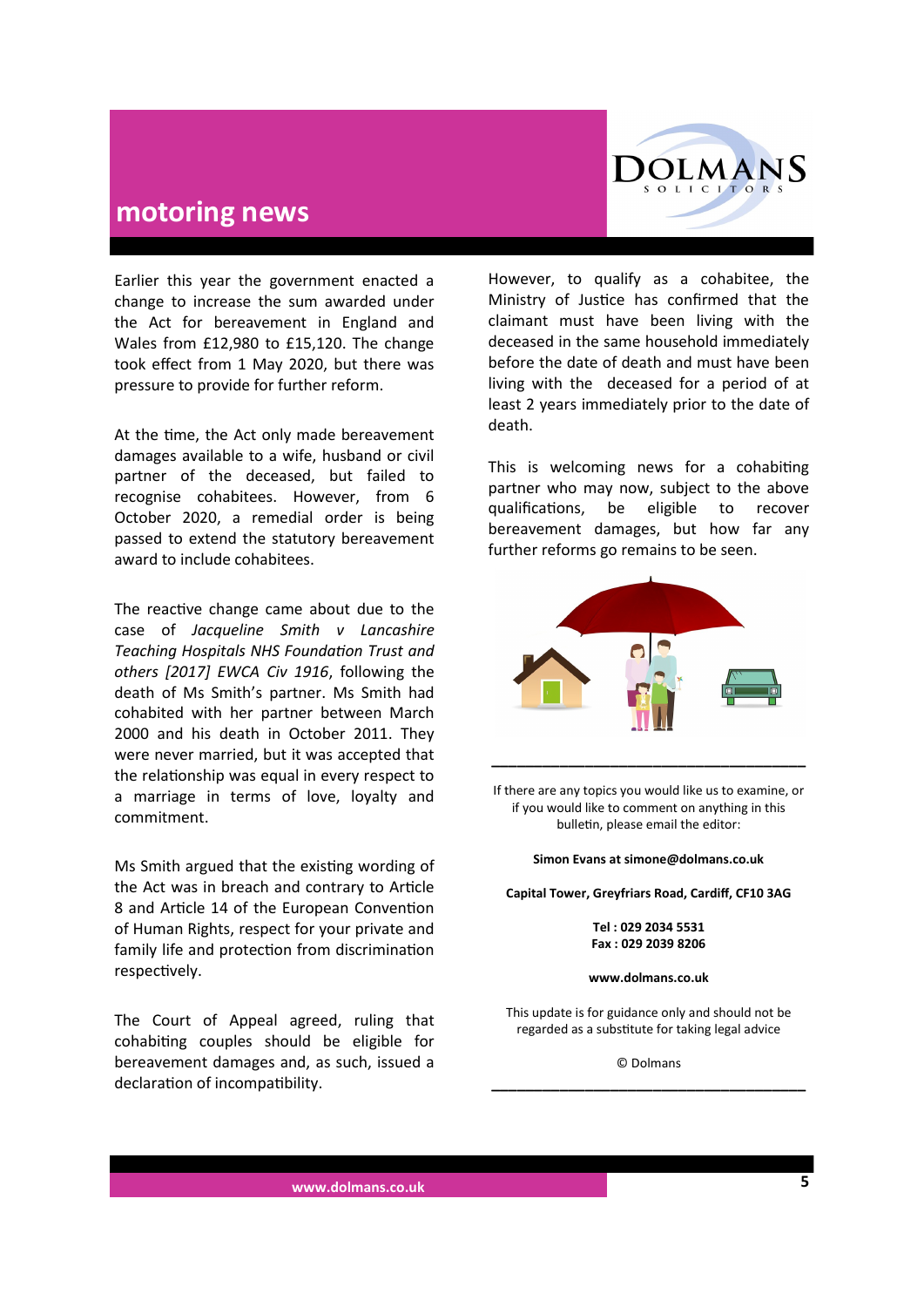## motoring news

Earlier this year the government enacted a change to increase the sum awarded under the Act for bereavement in England and Wales from £12,980 to £15,120. The change took effect from 1 May 2020, but there was pressure to provide for further reform.

At the time, the Act only made bereavement damages available to a wife, husband or civil partner of the deceased, but failed to recognise cohabitees. However, from 6 October 2020, a remedial order is being passed to extend the statutory bereavement award to include cohabitees.

The reactive change came about due to the case of *Jacqueline Smith v Lancashire Teaching Hospitals NHS Foundation Trust and others [2017] EWCA Civ 1916*, following the death of Ms Smith's partner. Ms Smith had cohabited with her partner between March 2000 and his death in October 2011. They were never married, but it was accepted that the relationship was equal in every respect to a marriage in terms of love, loyalty and commitment.

Ms Smith argued that the existing wording of the Act was in breach and contrary to Article 8 and Article 14 of the European Convention of Human Rights, respect for your private and family life and protection from discrimination respectively.

The Court of Appeal agreed, ruling that cohabiting couples should be eligible for bereavement damages and, as such, issued a declaration of incompatibility.

However, to qualify as a cohabitee, the Ministry of Justice has confirmed that the claimant must have been living with the deceased in the same household immediately before the date of death and must have been living with the deceased for a period of at least 2 years immediately prior to the date of death.

This is welcoming news for a cohabiting partner who may now, subject to the above qualifications, be eligible to recover bereavement damages, but how far any further reforms go remains to be seen.

---

If there are any topics you would like us to examine, or if you would like to comment on anything in this bulletin, please email the editor:

**Simon Evans at simone@dolmans.co.uk**

**Capital Tower, Greyfriars Road, Cardiff, CF10 3AG**

**Tel : 029 2034 5531**
**Fax : 029 2039 8206**

**www.dolmans.co.uk**

This update is for guidance only and should not be regarded as a substitute for taking legal advice

© Dolmans

---